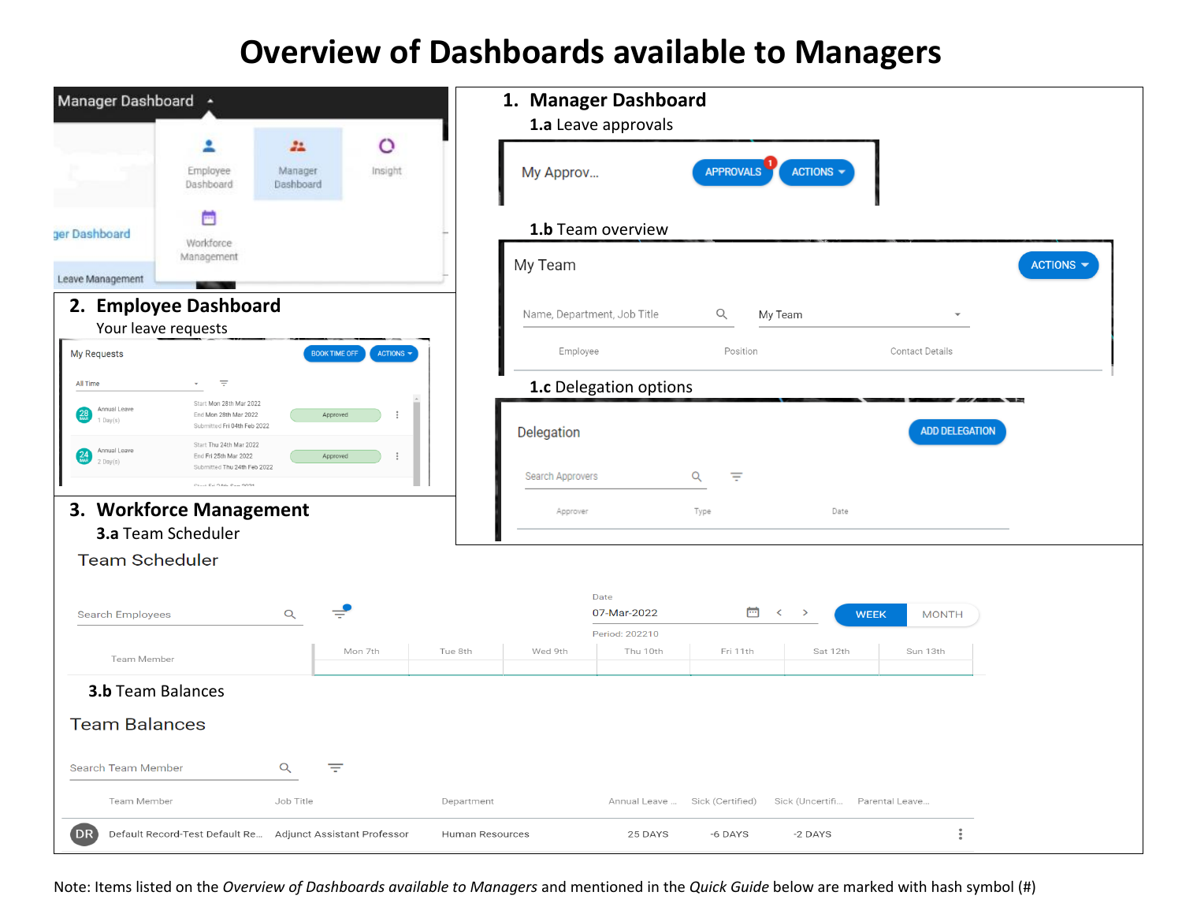# Overview of Dashboards available to Managers

Manager Dashboard

Employee Dashboard | Manager Dashboard | Insight

Workforce Management

ger Dashboard

Leave Management

## 1. Manager Dashboard

**1.a** Leave approvals

My Approv... APPROVALS 1 ACTIONS

**1.b** Team overview

My Team ACTIONS

Name, Department, Job Title | My Team

| Employee | Position | Contact Details |
|---|---|---|

**1.c** Delegation options

Delegation ADD DELEGATION

Search Approvers

| Approver | Type | Date |
|---|---|---|

## 2. Employee Dashboard

Your leave requests

My Requests BOOK TIME OFF ACTIONS

All Time

| | | | |
|---|---|---|---|
| 28 MAR | Annual Leave 1 Day(s) | Start Mon 28th Mar 2022 End Mon 28th Mar 2022 Submitted Fri 04th Feb 2022 | Approved |
| 24 MAR | Annual Leave 2 Day(s) | Start Thu 24th Mar 2022 End Fri 25th Mar 2022 Submitted Thu 24th Feb 2022 | Approved |

## 3. Workforce Management

**3.a** Team Scheduler

Team Scheduler

Search Employees

Date 07-Mar-2022 WEEK MONTH

Period: 202210

| Team Member | Mon 7th | Tue 8th | Wed 9th | Thu 10th | Fri 11th | Sat 12th | Sun 13th |
|---|---|---|---|---|---|---|---|

**3.b** Team Balances

Team Balances

Search Team Member

| | Team Member | Job Title | Department | Annual Leave ... | Sick (Certified) | Sick (Uncertifi... | Parental Leave... |
|---|---|---|---|---|---|---|---|
| DR | Default Record-Test Default Re... | Adjunct Assistant Professor | Human Resources | 25 DAYS | -6 DAYS | -2 DAYS | |

Note: Items listed on the *Overview of Dashboards available to Managers* and mentioned in the *Quick Guide* below are marked with hash symbol (#)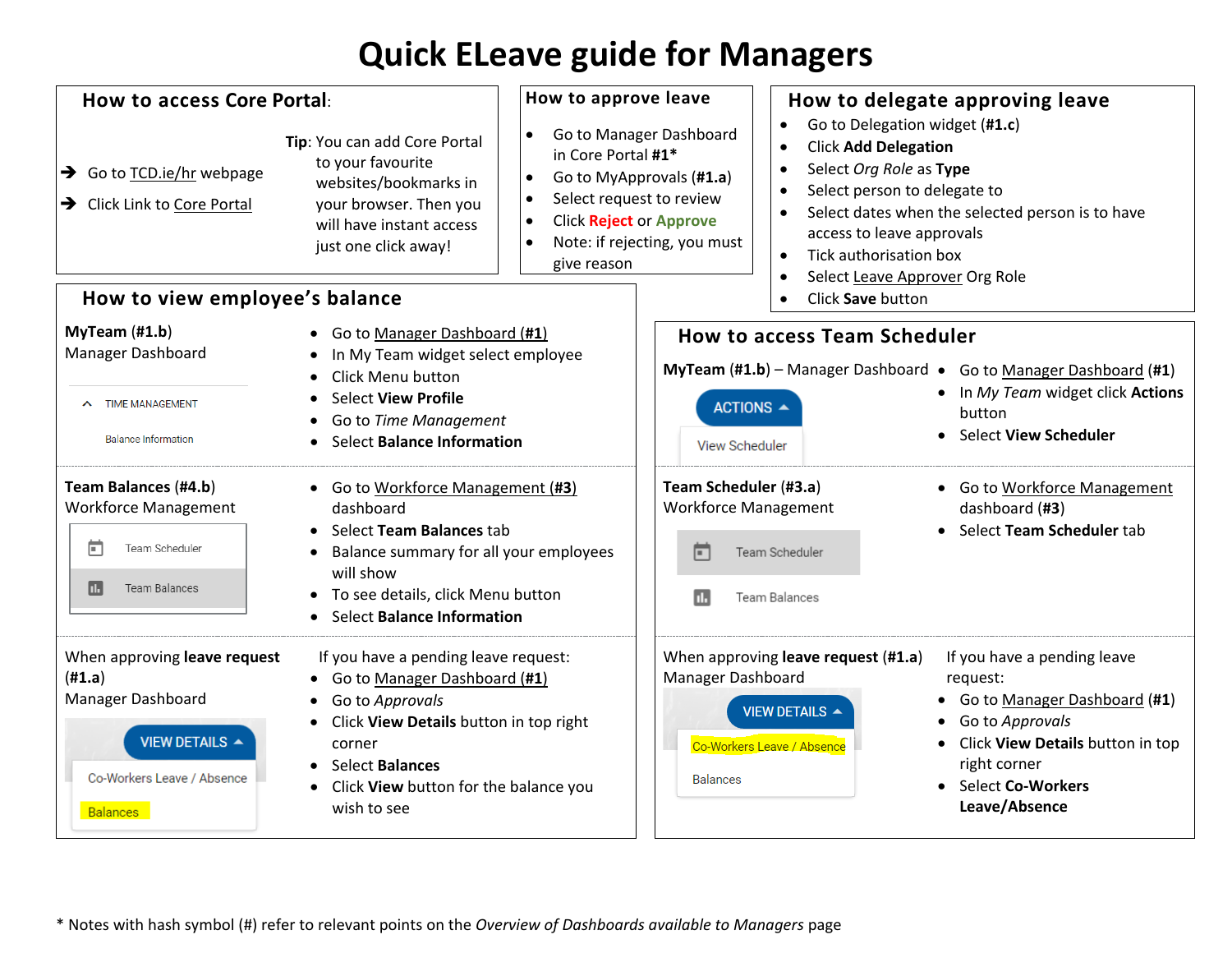# Quick ELeave guide for Managers

## How to access Core Portal:

- Go to TCD.ie/hr webpage
- Click Link to Core Portal

**Tip**: You can add Core Portal to your favourite websites/bookmarks in your browser. Then you will have instant access just one click away!

## How to approve leave

- Go to Manager Dashboard in Core Portal **#1***
- Go to MyApprovals (**#1.a**)
- Select request to review
- Click **Reject** or **Approve**
- Note: if rejecting, you must give reason

## How to delegate approving leave

- Go to Delegation widget (**#1.c**)
- Click **Add Delegation**
- Select *Org Role* as **Type**
- Select person to delegate to
- Select dates when the selected person is to have access to leave approvals
- Tick authorisation box
- Select Leave Approver Org Role
- Click **Save** button

## How to view employee's balance

**MyTeam** (**#1.b**)
Manager Dashboard

TIME MANAGEMENT
Balance Information

- Go to Manager Dashboard (**#1**)
- In My Team widget select employee
- Click Menu button
- Select **View Profile**
- Go to *Time Management*
- Select **Balance Information**

**Team Balances** (**#4.b**)
Workforce Management

Team Scheduler
Team Balances

- Go to Workforce Management (**#3**) dashboard
- Select **Team Balances** tab
- Balance summary for all your employees will show
- To see details, click Menu button
- Select **Balance Information**

When approving **leave request** (**#1.a**)
Manager Dashboard

VIEW DETAILS
Co-Workers Leave / Absence
Balances

If you have a pending leave request:

- Go to Manager Dashboard (**#1**)
- Go to *Approvals*
- Click **View Details** button in top right corner
- Select **Balances**
- Click **View** button for the balance you wish to see

## How to access Team Scheduler

**MyTeam** (**#1.b**) – Manager Dashboard

ACTIONS
View Scheduler

- Go to Manager Dashboard (**#1**)
- In *My Team* widget click **Actions** button
- Select **View Scheduler**

**Team Scheduler** (**#3.a**)
Workforce Management

Team Scheduler
Team Balances

- Go to Workforce Management dashboard (**#3**)
- Select **Team Scheduler** tab

When approving **leave request** (**#1.a**)
Manager Dashboard

VIEW DETAILS
Co-Workers Leave / Absence
Balances

If you have a pending leave request:

- Go to Manager Dashboard (**#1**)
- Go to *Approvals*
- Click **View Details** button in top right corner
- Select **Co-Workers Leave/Absence**

* Notes with hash symbol (#) refer to relevant points on the *Overview of Dashboards available to Managers* page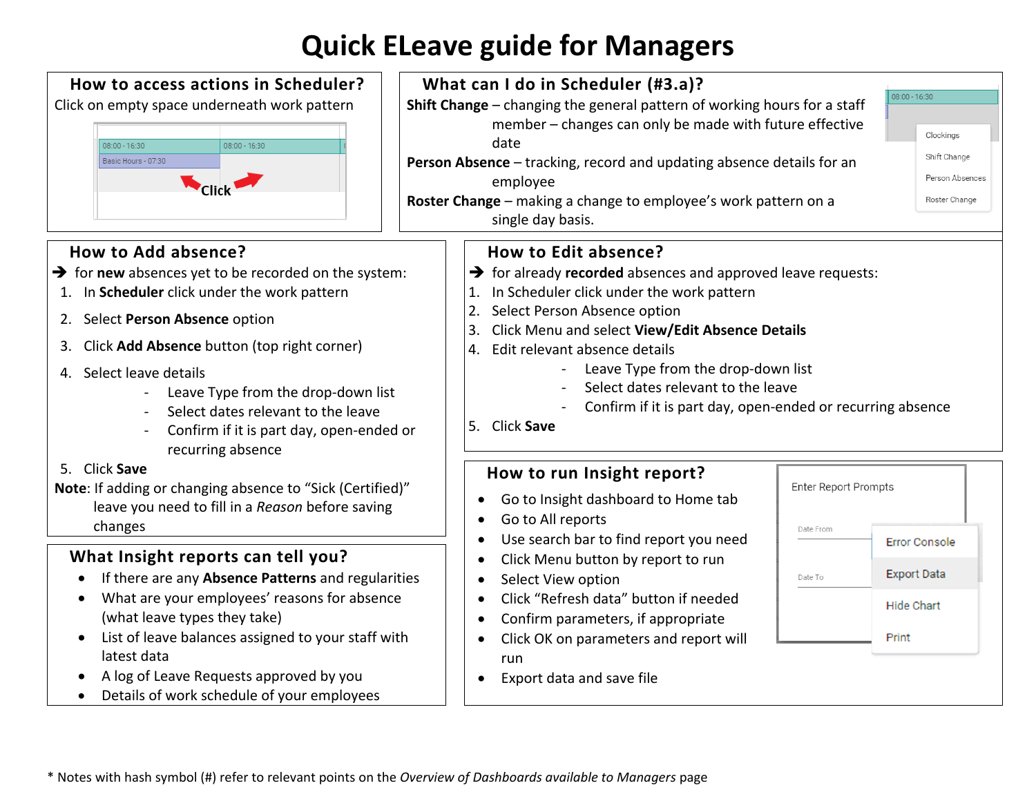# Quick ELeave guide for Managers

## How to access actions in Scheduler?

Click on empty space underneath work pattern

08:00 - 16:30
08:00 - 16:30
Basic Hours - 07:30
Click

## What can I do in Scheduler (#3.a)?

**Shift Change** – changing the general pattern of working hours for a staff member – changes can only be made with future effective date

**Person Absence** – tracking, record and updating absence details for an employee

**Roster Change** – making a change to employee's work pattern on a single day basis.

08:00 - 16:30
Clockings
Shift Change
Person Absences
Roster Change

## How to Add absence?

➔ for **new** absences yet to be recorded on the system:

1. In **Scheduler** click under the work pattern
2. Select **Person Absence** option
3. Click **Add Absence** button (top right corner)
4. Select leave details
   - Leave Type from the drop-down list
   - Select dates relevant to the leave
   - Confirm if it is part day, open-ended or recurring absence
5. Click **Save**

**Note**: If adding or changing absence to "Sick (Certified)" leave you need to fill in a *Reason* before saving changes

## What Insight reports can tell you?

- If there are any **Absence Patterns** and regularities
- What are your employees' reasons for absence (what leave types they take)
- List of leave balances assigned to your staff with latest data
- A log of Leave Requests approved by you
- Details of work schedule of your employees

## How to Edit absence?

➔ for already **recorded** absences and approved leave requests:

1. In Scheduler click under the work pattern
2. Select Person Absence option
3. Click Menu and select **View/Edit Absence Details**
4. Edit relevant absence details
   - Leave Type from the drop-down list
   - Select dates relevant to the leave
   - Confirm if it is part day, open-ended or recurring absence
5. Click **Save**

## How to run Insight report?

- Go to Insight dashboard to Home tab
- Go to All reports
- Use search bar to find report you need
- Click Menu button by report to run
- Select View option
- Click "Refresh data" button if needed
- Confirm parameters, if appropriate
- Click OK on parameters and report will run
- Export data and save file

Enter Report Prompts
Date From
Date To
Error Console
Export Data
Hide Chart
Print

\* Notes with hash symbol (#) refer to relevant points on the *Overview of Dashboards available to Managers* page